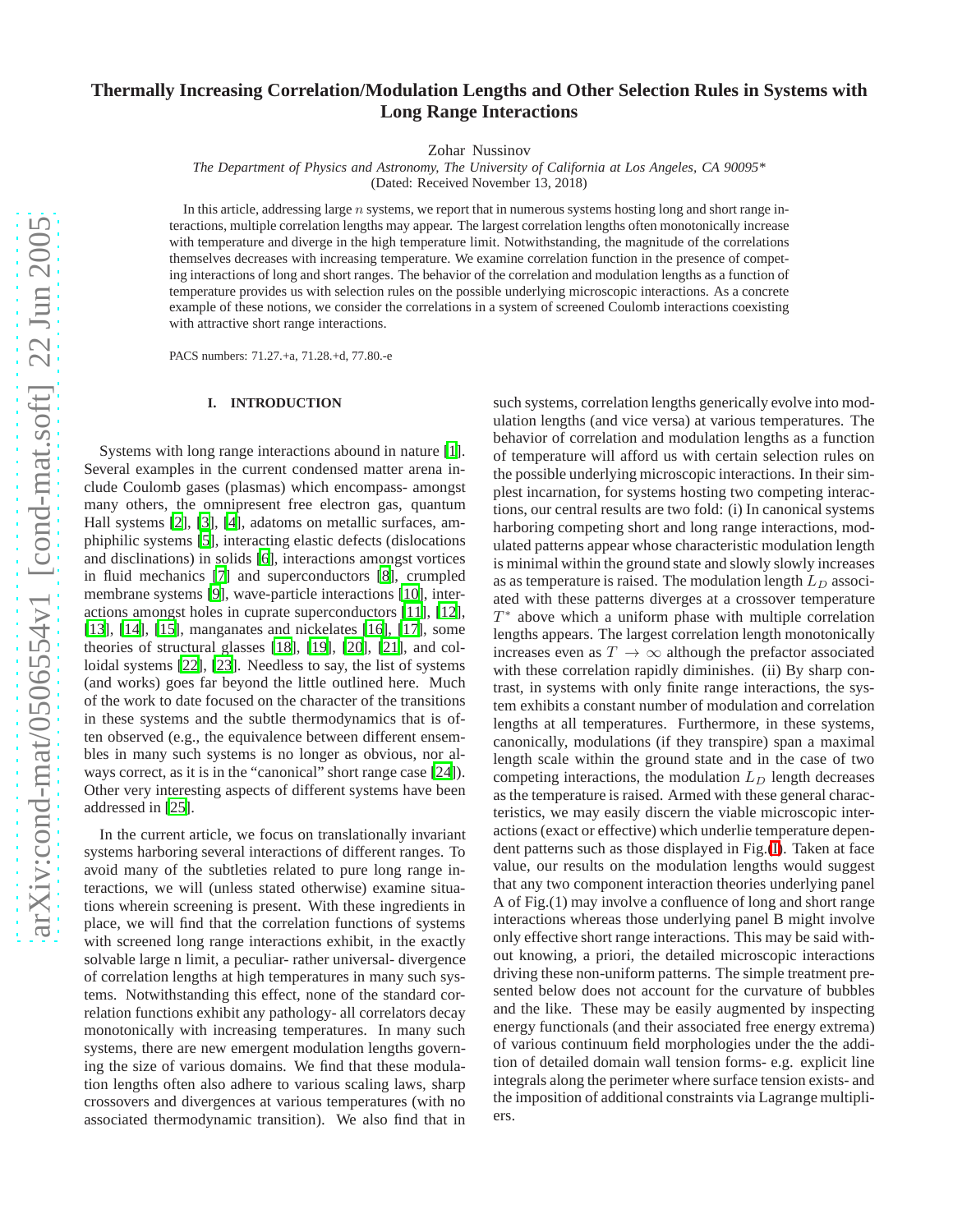# Thermally Increasing Correlation/Modulation Lengths and Other Selection Rules in Systems with Long Range Interactions

Zohar Nussinov

*The Department of Physics and Astronomy, The University of California at Los Angeles, CA 90095\**

(Dated: Received November 13, 2018)

In this article, addressing large $n$ systems, we report that in numerous systems hosting long and short range interactions, multiple correlation lengths may appear. The largest correlation lengths often monotonically increase with temperature and diverge in the high temperature limit. Notwithstanding, the magnitude of the correlations themselves decreases with increasing temperature. We examine correlation function in the presence of competing interactions of long and short ranges. The behavior of the correlation and modulation lengths as a function of temperature provides us with selection rules on the possible underlying microscopic interactions. As a concrete example of these notions, we consider the correlations in a system of screened Coulomb interactions coexisting with attractive short range interactions.

PACS numbers: 71.27.+a, 71.28.+d, 77.80.-e

## I. INTRODUCTION

Systems with long range interactions abound in nature [1]. Several examples in the current condensed matter arena include Coulomb gases (plasmas) which encompass- amongst many others, the omnipresent free electron gas, quantum Hall systems [2], [3], [4], adatoms on metallic surfaces, amphiphilic systems [5], interacting elastic defects (dislocations and disclinations) in solids [6], interactions amongst vortices in fluid mechanics [7] and superconductors [8], crumpled membrane systems [9], wave-particle interactions [10], interactions amongst holes in cuprate superconductors [11], [12], [13], [14], [15], manganates and nickelates [16], [17], some theories of structural glasses [18], [19], [20], [21], and colloidal systems [22], [23]. Needless to say, the list of systems (and works) goes far beyond the little outlined here. Much of the work to date focused on the character of the transitions in these systems and the subtle thermodynamics that is often observed (e.g., the equivalence between different ensembles in many such systems is no longer as obvious, nor always correct, as it is in the "canonical" short range case [24]). Other very interesting aspects of different systems have been addressed in [25].

In the current article, we focus on translationally invariant systems harboring several interactions of different ranges. To avoid many of the subtleties related to pure long range interactions, we will (unless stated otherwise) examine situations wherein screening is present. With these ingredients in place, we will find that the correlation functions of systems with screened long range interactions exhibit, in the exactly solvable large n limit, a peculiar- rather universal- divergence of correlation lengths at high temperatures in many such systems. Notwithstanding this effect, none of the standard correlation functions exhibit any pathology- all correlators decay monotonically with increasing temperatures. In many such systems, there are new emergent modulation lengths governing the size of various domains. We find that these modulation lengths often also adhere to various scaling laws, sharp crossovers and divergences at various temperatures (with no associated thermodynamic transition). We also find that in such systems, correlation lengths generically evolve into modulation lengths (and vice versa) at various temperatures. The behavior of correlation and modulation lengths as a function of temperature will afford us with certain selection rules on the possible underlying microscopic interactions. In their simplest incarnation, for systems hosting two competing interactions, our central results are two fold: (i) In canonical systems harboring competing short and long range interactions, modulated patterns appear whose characteristic modulation length is minimal within the ground state and slowly slowly increases as as temperature is raised. The modulation length $L_D$ associated with these patterns diverges at a crossover temperature $T^*$ above which a uniform phase with multiple correlation lengths appears. The largest correlation length monotonically increases even as $T \to \infty$ although the prefactor associated with these correlation rapidly diminishes. (ii) By sharp contrast, in systems with only finite range interactions, the system exhibits a constant number of modulation and correlation lengths at all temperatures. Furthermore, in these systems, canonically, modulations (if they transpire) span a maximal length scale within the ground state and in the case of two competing interactions, the modulation $L_D$ length decreases as the temperature is raised. Armed with these general characteristics, we may easily discern the viable microscopic interactions (exact or effective) which underlie temperature dependent patterns such as those displayed in Fig.(1). Taken at face value, our results on the modulation lengths would suggest that any two component interaction theories underlying panel A of Fig.(1) may involve a confluence of long and short range interactions whereas those underlying panel B might involve only effective short range interactions. This may be said without knowing, a priori, the detailed microscopic interactions driving these non-uniform patterns. The simple treatment presented below does not account for the curvature of bubbles and the like. These may be easily augmented by inspecting energy functionals (and their associated free energy extrema) of various continuum field morphologies under the the addition of detailed domain wall tension forms- e.g. explicit line integrals along the perimeter where surface tension exists- and the imposition of additional constraints via Lagrange multipliers.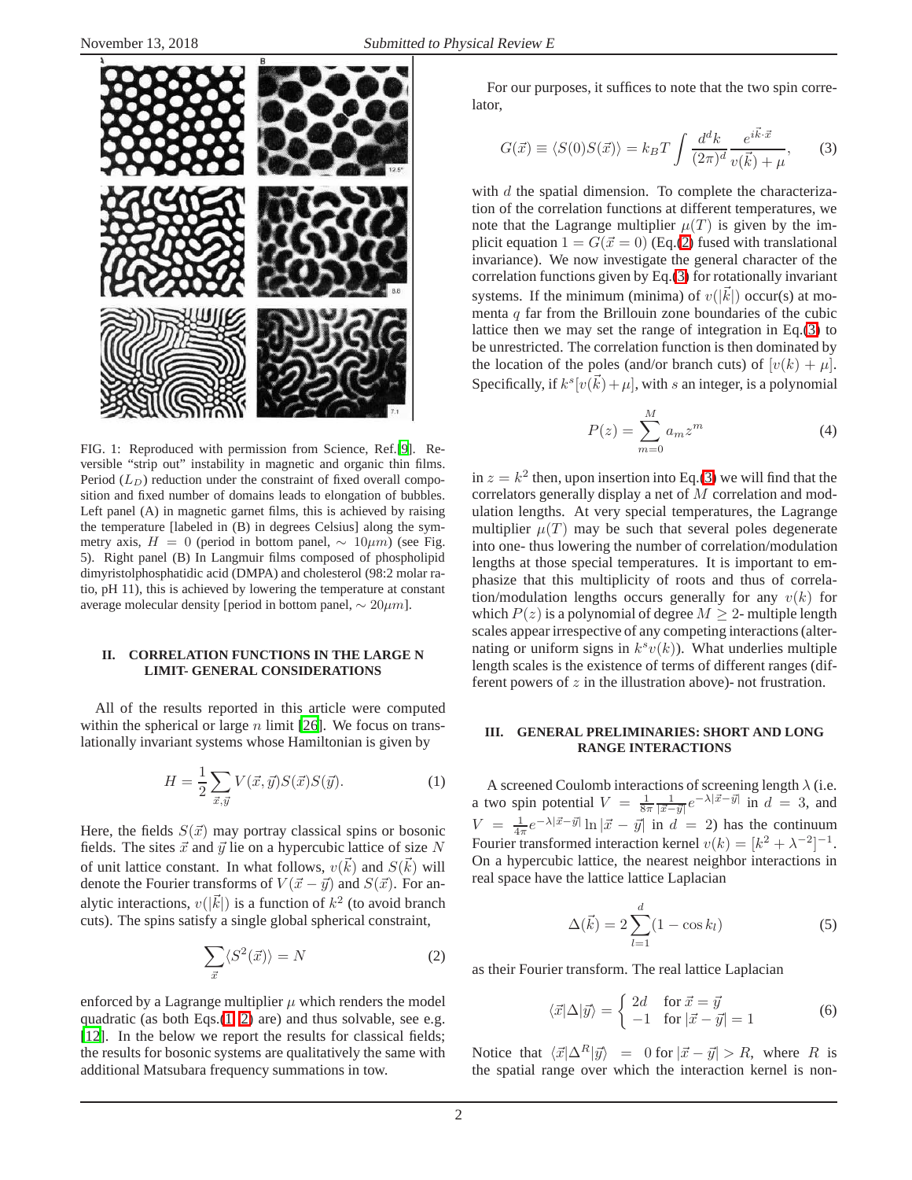FIG. 1: Reproduced with permission from Science, Ref.[9]. Reversible "strip out" instability in magnetic and organic thin films. Period ($L_D$) reduction under the constraint of fixed overall composition and fixed number of domains leads to elongation of bubbles. Left panel (A) in magnetic garnet films, this is achieved by raising the temperature [labeled in (B) in degrees Celsius] along the symmetry axis, $H = 0$ (period in bottom panel, $\sim 10\mu m$) (see Fig. 5). Right panel (B) In Langmuir films composed of phospholipid dimyristolphosphatidic acid (DMPA) and cholesterol (98:2 molar ratio, pH 11), this is achieved by lowering the temperature at constant average molecular density [period in bottom panel, $\sim 20\mu m$].

## II. CORRELATION FUNCTIONS IN THE LARGE N LIMIT- GENERAL CONSIDERATIONS

All of the results reported in this article were computed within the spherical or large $n$ limit [26]. We focus on translationally invariant systems whose Hamiltonian is given by

$$H = \frac{1}{2}\sum_{\vec{x},\vec{y}} V(\vec{x},\vec{y})S(\vec{x})S(\vec{y}). \tag{1}$$

Here, the fields $S(\vec{x})$ may portray classical spins or bosonic fields. The sites $\vec{x}$ and $\vec{y}$ lie on a hypercubic lattice of size $N$ of unit lattice constant. In what follows, $v(\vec{k})$ and $S(\vec{k})$ will denote the Fourier transforms of $V(\vec{x}-\vec{y})$ and $S(\vec{x})$. For analytic interactions, $v(|\vec{k}|)$ is a function of $k^2$ (to avoid branch cuts). The spins satisfy a single global spherical constraint,

$$\sum_{\vec{x}} \langle S^2(\vec{x})\rangle = N \tag{2}$$

enforced by a Lagrange multiplier $\mu$ which renders the model quadratic (as both Eqs.(1, 2) are) and thus solvable, see e.g. [12]. In the below we report the results for classical fields; the results for bosonic systems are qualitatively the same with additional Matsubara frequency summations in tow.

For our purposes, it suffices to note that the two spin correlator,

$$G(\vec{x}) \equiv \langle S(0)S(\vec{x})\rangle = k_B T \int \frac{d^dk}{(2\pi)^d}\frac{e^{i\vec{k}\cdot\vec{x}}}{v(\vec{k})+\mu}, \tag{3}$$

with $d$ the spatial dimension. To complete the characterization of the correlation functions at different temperatures, we note that the Lagrange multiplier $\mu(T)$ is given by the implicit equation $1 = G(\vec{x}=0)$ (Eq.(2) fused with translational invariance). We now investigate the general character of the correlation functions given by Eq.(3) for rotationally invariant systems. If the minimum (minima) of $v(|\vec{k}|)$ occur(s) at momenta $q$ far from the Brillouin zone boundaries of the cubic lattice then we may set the range of integration in Eq.(3) to be unrestricted. The correlation function is then dominated by the location of the poles (and/or branch cuts) of $[v(k)+\mu]$. Specifically, if $k^s[v(\vec{k})+\mu]$, with $s$ an integer, is a polynomial

$$P(z) = \sum_{m=0}^{M} a_m z^m \tag{4}$$

in $z = k^2$ then, upon insertion into Eq.(3) we will find that the correlators generally display a net of $M$ correlation and modulation lengths. At very special temperatures, the Lagrange multiplier $\mu(T)$ may be such that several poles degenerate into one- thus lowering the number of correlation/modulation lengths at those special temperatures. It is important to emphasize that this multiplicity of roots and thus of correlation/modulation lengths occurs generally for any $v(k)$ for which $P(z)$ is a polynomial of degree $M \geq 2$- multiple length scales appear irrespective of any competing interactions (alternating or uniform signs in $k^s v(k)$). What underlies multiple length scales is the existence of terms of different ranges (different powers of $z$ in the illustration above)- not frustration.

## III. GENERAL PRELIMINARIES: SHORT AND LONG RANGE INTERACTIONS

A screened Coulomb interactions of screening length $\lambda$ (i.e. a two spin potential $V = \frac{1}{8\pi}\frac{1}{|\vec{x}-\vec{y}|}e^{-\lambda|\vec{x}-\vec{y}|}$ in $d=3$, and $V = \frac{1}{4\pi}e^{-\lambda|\vec{x}-\vec{y}|}\ln|\vec{x}-\vec{y}|$ in $d=2$) has the continuum Fourier transformed interaction kernel $v(k) = [k^2+\lambda^{-2}]^{-1}$. On a hypercubic lattice, the nearest neighbor interactions in real space have the lattice lattice Laplacian

$$\Delta(\vec{k}) = 2\sum_{l=1}^{d}(1-\cos k_l) \tag{5}$$

as their Fourier transform. The real lattice Laplacian

$$\langle \vec{x}|\Delta|\vec{y}\rangle = \begin{cases} 2d & \text{for } \vec{x}=\vec{y} \\ -1 & \text{for } |\vec{x}-\vec{y}|=1 \end{cases} \tag{6}$$

Notice that $\langle \vec{x}|\Delta^R|\vec{y}\rangle = 0$ for $|\vec{x}-\vec{y}| > R$, where $R$ is the spatial range over which the interaction kernel is non-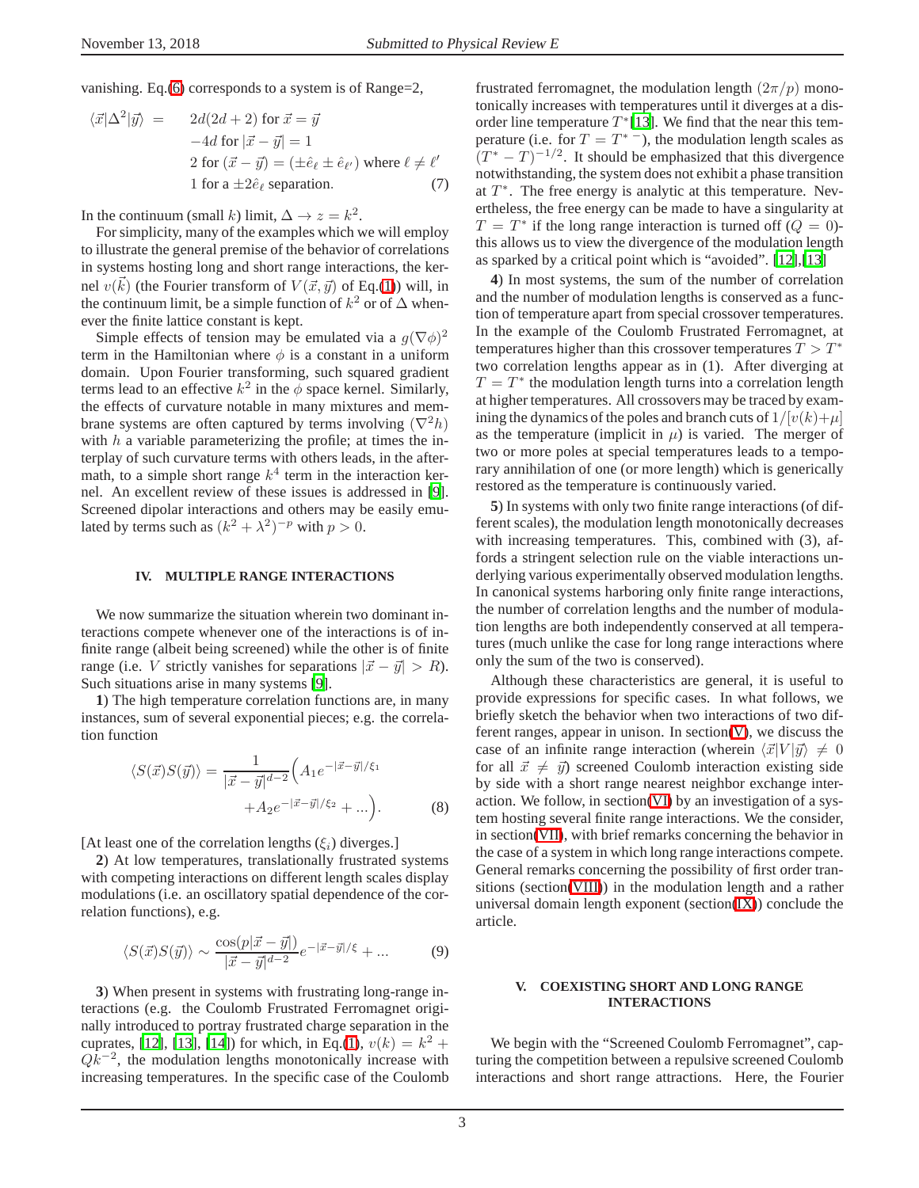vanishing. Eq.(6) corresponds to a system is of Range=2,

$$
\langle \vec{x}|\Delta^2|\vec{y}\rangle = \begin{array}{l} 2d(2d+2) \text{ for } \vec{x}=\vec{y} \\ -4d \text{ for } |\vec{x}-\vec{y}|=1 \\ 2 \text{ for } (\vec{x}-\vec{y}) = (\pm \hat{e}_\ell \pm \hat{e}_{\ell'}) \text{ where } \ell \neq \ell' \\ 1 \text{ for a } \pm 2\hat{e}_\ell \text{ separation.} \end{array} \tag{7}
$$

In the continuum (small $k$) limit, $\Delta \to z = k^2$.

For simplicity, many of the examples which we will employ to illustrate the general premise of the behavior of correlations in systems hosting long and short range interactions, the kernel $v(\vec{k})$ (the Fourier transform of $V(\vec{x},\vec{y})$ of Eq.(1)) will, in the continuum limit, be a simple function of $k^2$ or of $\Delta$ whenever the finite lattice constant is kept.

Simple effects of tension may be emulated via a $g(\nabla\phi)^2$ term in the Hamiltonian where $\phi$ is a constant in a uniform domain. Upon Fourier transforming, such squared gradient terms lead to an effective $k^2$ in the $\phi$ space kernel. Similarly, the effects of curvature notable in many mixtures and membrane systems are often captured by terms involving $(\nabla^2 h)$ with $h$ a variable parameterizing the profile; at times the interplay of such curvature terms with others leads, in the aftermath, to a simple short range $k^4$ term in the interaction kernel. An excellent review of these issues is addressed in [9]. Screened dipolar interactions and others may be easily emulated by terms such as $(k^2+\lambda^2)^{-p}$ with $p>0$.

## IV. MULTIPLE RANGE INTERACTIONS

We now summarize the situation wherein two dominant interactions compete whenever one of the interactions is of infinite range (albeit being screened) while the other is of finite range (i.e. $V$ strictly vanishes for separations $|\vec{x}-\vec{y}|>R$). Such situations arise in many systems [9].

**1**) The high temperature correlation functions are, in many instances, sum of several exponential pieces; e.g. the correlation function

$$
\langle S(\vec{x})S(\vec{y})\rangle = \frac{1}{|\vec{x}-\vec{y}|^{d-2}}\Big(A_1 e^{-|\vec{x}-\vec{y}|/\xi_1} + A_2 e^{-|\vec{x}-\vec{y}|/\xi_2} + \ldots\Big). \tag{8}
$$

[At least one of the correlation lengths ($\xi_i$) diverges.]

**2**) At low temperatures, translationally frustrated systems with competing interactions on different length scales display modulations (i.e. an oscillatory spatial dependence of the correlation functions), e.g.

$$
\langle S(\vec{x})S(\vec{y})\rangle \sim \frac{\cos(p|\vec{x}-\vec{y}|)}{|\vec{x}-\vec{y}|^{d-2}} e^{-|\vec{x}-\vec{y}|/\xi} + \ldots \tag{9}
$$

**3**) When present in systems with frustrating long-range interactions (e.g. the Coulomb Frustrated Ferromagnet originally introduced to portray frustrated charge separation in the cuprates, [12], [13], [14]) for which, in Eq.(1), $v(k) = k^2 + Qk^{-2}$, the modulation lengths monotonically increase with increasing temperatures. In the specific case of the Coulomb frustrated ferromagnet, the modulation length $(2\pi/p)$ monotonically increases with temperatures until it diverges at a disorder line temperature $T^*$[13]. We find that the near this temperature (i.e. for $T=T^{*\,-}$), the modulation length scales as $(T^*-T)^{-1/2}$. It should be emphasized that this divergence notwithstanding, the system does not exhibit a phase transition at $T^*$. The free energy is analytic at this temperature. Nevertheless, the free energy can be made to have a singularity at $T=T^*$ if the long range interaction is turned off ($Q=0$)- this allows us to view the divergence of the modulation length as sparked by a critical point which is "avoided". [12],[13]

**4**) In most systems, the sum of the number of correlation and the number of modulation lengths is conserved as a function of temperature apart from special crossover temperatures. In the example of the Coulomb Frustrated Ferromagnet, at temperatures higher than this crossover temperatures $T>T^*$ two correlation lengths appear as in (1). After diverging at $T=T^*$ the modulation length turns into a correlation length at higher temperatures. All crossovers may be traced by examining the dynamics of the poles and branch cuts of $1/[v(k)+\mu]$ as the temperature (implicit in $\mu$) is varied. The merger of two or more poles at special temperatures leads to a temporary annihilation of one (or more length) which is generically restored as the temperature is continuously varied.

**5**) In systems with only two finite range interactions (of different scales), the modulation length monotonically decreases with increasing temperatures. This, combined with (3), affords a stringent selection rule on the viable interactions underlying various experimentally observed modulation lengths. In canonical systems harboring only finite range interactions, the number of correlation lengths and the number of modulation lengths are both independently conserved at all temperatures (much unlike the case for long range interactions where only the sum of the two is conserved).

Although these characteristics are general, it is useful to provide expressions for specific cases. In what follows, we briefly sketch the behavior when two interactions of two different ranges, appear in unison. In section(V), we discuss the case of an infinite range interaction (wherein $\langle\vec{x}|V|\vec{y}\rangle \neq 0$ for all $\vec{x}\neq\vec{y}$) screened Coulomb interaction existing side by side with a short range nearest neighbor exchange interaction. We follow, in section(VI) by an investigation of a system hosting several finite range interactions. We the consider, in section(VII), with brief remarks concerning the behavior in the case of a system in which long range interactions compete. General remarks concerning the possibility of first order transitions (section(VIII)) in the modulation length and a rather universal domain length exponent (section(IX)) conclude the article.

## V. COEXISTING SHORT AND LONG RANGE INTERACTIONS

We begin with the "Screened Coulomb Ferromagnet", capturing the competition between a repulsive screened Coulomb interactions and short range attractions. Here, the Fourier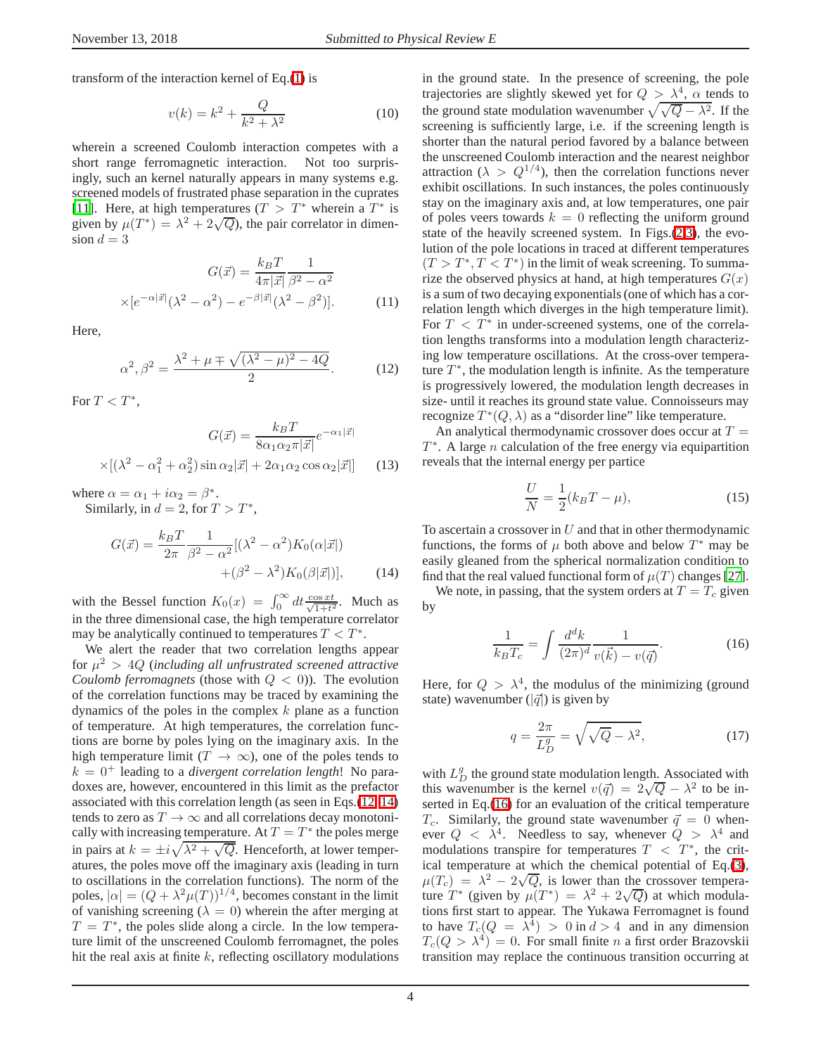transform of the interaction kernel of Eq.(1) is

$$v(k) = k^2 + \frac{Q}{k^2+\lambda^2} \tag{10}$$

wherein a screened Coulomb interaction competes with a short range ferromagnetic interaction. Not too surprisingly, such an kernel naturally appears in many systems e.g. screened models of frustrated phase separation in the cuprates [11]. Here, at high temperatures ($T > T^*$ wherein a $T^*$ is given by $\mu(T^*) = \lambda^2 + 2\sqrt{Q}$), the pair correlator in dimension $d = 3$

$$G(\vec{x}) = \frac{k_B T}{4\pi|\vec{x}|}\frac{1}{\beta^2-\alpha^2}$$
$$\times[e^{-\alpha|\vec{x}|}(\lambda^2-\alpha^2) - e^{-\beta|\vec{x}|}(\lambda^2-\beta^2)]. \tag{11}$$

Here,

$$\alpha^2, \beta^2 = \frac{\lambda^2+\mu \mp \sqrt{(\lambda^2-\mu)^2-4Q}}{2}. \tag{12}$$

For $T < T^*$,

$$G(\vec{x}) = \frac{k_B T}{8\alpha_1\alpha_2\pi|\vec{x}|}e^{-\alpha_1|\vec{x}|}$$
$$\times[(\lambda^2-\alpha_1^2+\alpha_2^2)\sin\alpha_2|\vec{x}| + 2\alpha_1\alpha_2\cos\alpha_2|\vec{x}|] \tag{13}$$

where $\alpha = \alpha_1 + i\alpha_2 = \beta^*$.

Similarly, in $d = 2$, for $T > T^*$,

$$G(\vec{x}) = \frac{k_B T}{2\pi}\frac{1}{\beta^2-\alpha^2}[(\lambda^2-\alpha^2)K_0(\alpha|\vec{x}|)$$
$$+(\beta^2-\lambda^2)K_0(\beta|\vec{x}|)], \tag{14}$$

with the Bessel function $K_0(x) = \int_0^\infty dt \frac{\cos xt}{\sqrt{1+t^2}}$. Much as in the three dimensional case, the high temperature correlator may be analytically continued to temperatures $T < T^*$.

We alert the reader that two correlation lengths appear for $\mu^2 > 4Q$ (*including all unfrustrated screened attractive Coulomb ferromagnets* (those with $Q < 0$)). The evolution of the correlation functions may be traced by examining the dynamics of the poles in the complex $k$ plane as a function of temperature. At high temperatures, the correlation functions are borne by poles lying on the imaginary axis. In the high temperature limit ($T \to \infty$), one of the poles tends to $k = 0^+$ leading to a *divergent correlation length*! No paradoxes are, however, encountered in this limit as the prefactor associated with this correlation length (as seen in Eqs.(12, 14)) tends to zero as $T \to \infty$ and all correlations decay monotonically with increasing temperature. At $T = T^*$ the poles merge in pairs at $k = \pm i\sqrt{\lambda^2+\sqrt{Q}}$. Henceforth, at lower temperatures, the poles move off the imaginary axis (leading in turn to oscillations in the correlation functions). The norm of the poles, $|\alpha| = (Q+\lambda^2\mu(T))^{1/4}$, becomes constant in the limit of vanishing screening ($\lambda = 0$) wherein the after merging at $T = T^*$, the poles slide along a circle. In the low temperature limit of the unscreened Coulomb ferromagnet, the poles hit the real axis at finite $k$, reflecting oscillatory modulations in the ground state. In the presence of screening, the pole trajectories are slightly skewed yet for $Q > \lambda^4$, $\alpha$ tends to the ground state modulation wavenumber $\sqrt{\sqrt{Q}-\lambda^2}$. If the screening is sufficiently large, i.e. if the screening length is shorter than the natural period favored by a balance between the unscreened Coulomb interaction and the nearest neighbor attraction ($\lambda > Q^{1/4}$), then the correlation functions never exhibit oscillations. In such instances, the poles continuously stay on the imaginary axis and, at low temperatures, one pair of poles veers towards $k = 0$ reflecting the uniform ground state of the heavily screened system. In Figs.(2,3), the evolution of the pole locations in traced at different temperatures ($T > T^*, T < T^*$) in the limit of weak screening. To summarize the observed physics at hand, at high temperatures $G(x)$ is a sum of two decaying exponentials (one of which has a correlation length which diverges in the high temperature limit). For $T < T^*$ in under-screened systems, one of the correlation lengths transforms into a modulation length characterizing low temperature oscillations. At the cross-over temperature $T^*$, the modulation length is infinite. As the temperature is progressively lowered, the modulation length decreases in size- until it reaches its ground state value. Connoisseurs may recognize $T^*(Q, \lambda)$ as a "disorder line" like temperature.

An analytical thermodynamic crossover does occur at $T = T^*$. A large $n$ calculation of the free energy via equipartition reveals that the internal energy per partice

$$\frac{U}{N} = \frac{1}{2}(k_B T - \mu), \tag{15}$$

To ascertain a crossover in $U$ and that in other thermodynamic functions, the forms of $\mu$ both above and below $T^*$ may be easily gleaned from the spherical normalization condition to find that the real valued functional form of $\mu(T)$ changes [27].

We note, in passing, that the system orders at $T = T_c$ given by

$$\frac{1}{k_B T_c} = \int \frac{d^dk}{(2\pi)^d}\frac{1}{v(\vec{k}) - v(\vec{q})}. \tag{16}$$

Here, for $Q > \lambda^4$, the modulus of the minimizing (ground state) wavenumber ($|\vec{q}|$) is given by

$$q = \frac{2\pi}{L_D^g} = \sqrt{\sqrt{Q}-\lambda^2}, \tag{17}$$

with $L_D^g$ the ground state modulation length. Associated with this wavenumber is the kernel $v(\vec{q}) = 2\sqrt{Q} - \lambda^2$ to be inserted in Eq.(16) for an evaluation of the critical temperature $T_c$. Similarly, the ground state wavenumber $\vec{q} = 0$ whenever $Q < \lambda^4$. Needless to say, whenever $Q > \lambda^4$ and modulations transpire for temperatures $T < T^*$, the critical temperature at which the chemical potential of Eq.(3), $\mu(T_c) = \lambda^2 - 2\sqrt{Q}$, is lower than the crossover temperature $T^*$ (given by $\mu(T^*) = \lambda^2 + 2\sqrt{Q}$) at which modulations first start to appear. The Yukawa Ferromagnet is found to have $T_c(Q = \lambda^4) > 0$ in $d > 4$ and in any dimension $T_c(Q > \lambda^4) = 0$. For small finite $n$ a first order Brazovskii transition may replace the continuous transition occurring at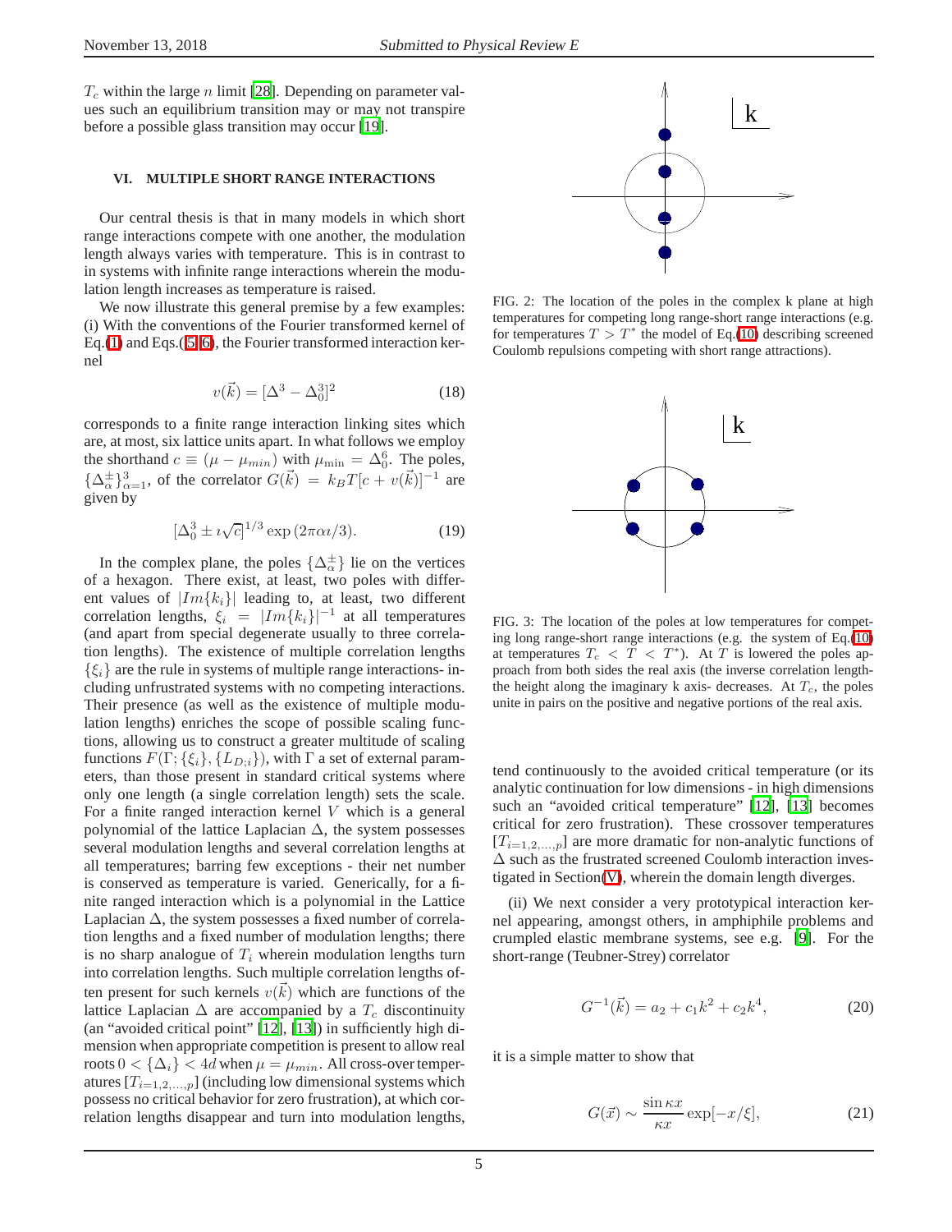$T_c$ within the large $n$ limit [28]. Depending on parameter values such an equilibrium transition may or may not transpire before a possible glass transition may occur [19].

## VI. MULTIPLE SHORT RANGE INTERACTIONS

Our central thesis is that in many models in which short range interactions compete with one another, the modulation length always varies with temperature. This is in contrast to in systems with infinite range interactions wherein the modulation length increases as temperature is raised.

We now illustrate this general premise by a few examples: (i) With the conventions of the Fourier transformed kernel of Eq.(1) and Eqs.(5, 6), the Fourier transformed interaction kernel

$$v(\vec{k}) = [\Delta^3 - \Delta_0^3]^2 \tag{18}$$

corresponds to a finite range interaction linking sites which are, at most, six lattice units apart. In what follows we employ the shorthand $c \equiv (\mu - \mu_{min})$ with $\mu_{\min} = \Delta_0^6$. The poles, $\{\Delta_\alpha^\pm\}_{\alpha=1}^3$, of the correlator $G(\vec{k}) = k_B T[c + v(\vec{k})]^{-1}$ are given by

$$[\Delta_0^3 \pm \imath\sqrt{c}]^{1/3} \exp{(2\pi\alpha\imath/3)}. \tag{19}$$

In the complex plane, the poles $\{\Delta_\alpha^\pm\}$ lie on the vertices of a hexagon. There exist, at least, two poles with different values of $|Im\{k_i\}|$ leading to, at least, two different correlation lengths, $\xi_i = |Im\{k_i\}|^{-1}$ at all temperatures (and apart from special degenerate usually to three correlation lengths). The existence of multiple correlation lengths $\{\xi_i\}$ are the rule in systems of multiple range interactions- including unfrustrated systems with no competing interactions. Their presence (as well as the existence of multiple modulation lengths) enriches the scope of possible scaling functions, allowing us to construct a greater multitude of scaling functions $F(\Gamma; \{\xi_i\}, \{L_{D;i}\})$, with $\Gamma$ a set of external parameters, than those present in standard critical systems where only one length (a single correlation length) sets the scale. For a finite ranged interaction kernel $V$ which is a general polynomial of the lattice Laplacian $\Delta$, the system possesses several modulation lengths and several correlation lengths at all temperatures; barring few exceptions - their net number is conserved as temperature is varied. Generically, for a finite ranged interaction which is a polynomial in the Lattice Laplacian $\Delta$, the system possesses a fixed number of correlation lengths and a fixed number of modulation lengths; there is no sharp analogue of $T_i$ wherein modulation lengths turn into correlation lengths. Such multiple correlation lengths often present for such kernels $v(\vec{k})$ which are functions of the lattice Laplacian $\Delta$ are accompanied by a $T_c$ discontinuity (an "avoided critical point" [12], [13]) in sufficiently high dimension when appropriate competition is present to allow real roots $0 < \{\Delta_i\} < 4d$ when $\mu = \mu_{min}$. All cross-over temperatures $[T_{i=1,2,...,p}]$ (including low dimensional systems which possess no critical behavior for zero frustration), at which correlation lengths disappear and turn into modulation lengths, tend continuously to the avoided critical temperature (or its analytic continuation for low dimensions - in high dimensions such an "avoided critical temperature" [12], [13] becomes critical for zero frustration). These crossover temperatures $[T_{i=1,2,...,p}]$ are more dramatic for non-analytic functions of $\Delta$ such as the frustrated screened Coulomb interaction investigated in Section V, wherein the domain length diverges.

FIG. 2: The location of the poles in the complex k plane at high temperatures for competing long range-short range interactions (e.g. for temperatures $T > T^*$ the model of Eq.(10) describing screened Coulomb repulsions competing with short range attractions).

FIG. 3: The location of the poles at low temperatures for competing long range-short range interactions (e.g. the system of Eq.(10) at temperatures $T_c < T < T^*$). At $T$ is lowered the poles approach from both sides the real axis (the inverse correlation length- the height along the imaginary k axis- decreases. At $T_c$, the poles unite in pairs on the positive and negative portions of the real axis.

(ii) We next consider a very prototypical interaction kernel appearing, amongst others, in amphiphile problems and crumpled elastic membrane systems, see e.g. [9]. For the short-range (Teubner-Strey) correlator

$$G^{-1}(\vec{k}) = a_2 + c_1 k^2 + c_2 k^4, \tag{20}$$

it is a simple matter to show that

$$G(\vec{x}) \sim \frac{\sin \kappa x}{\kappa x} \exp[-x/\xi], \tag{21}$$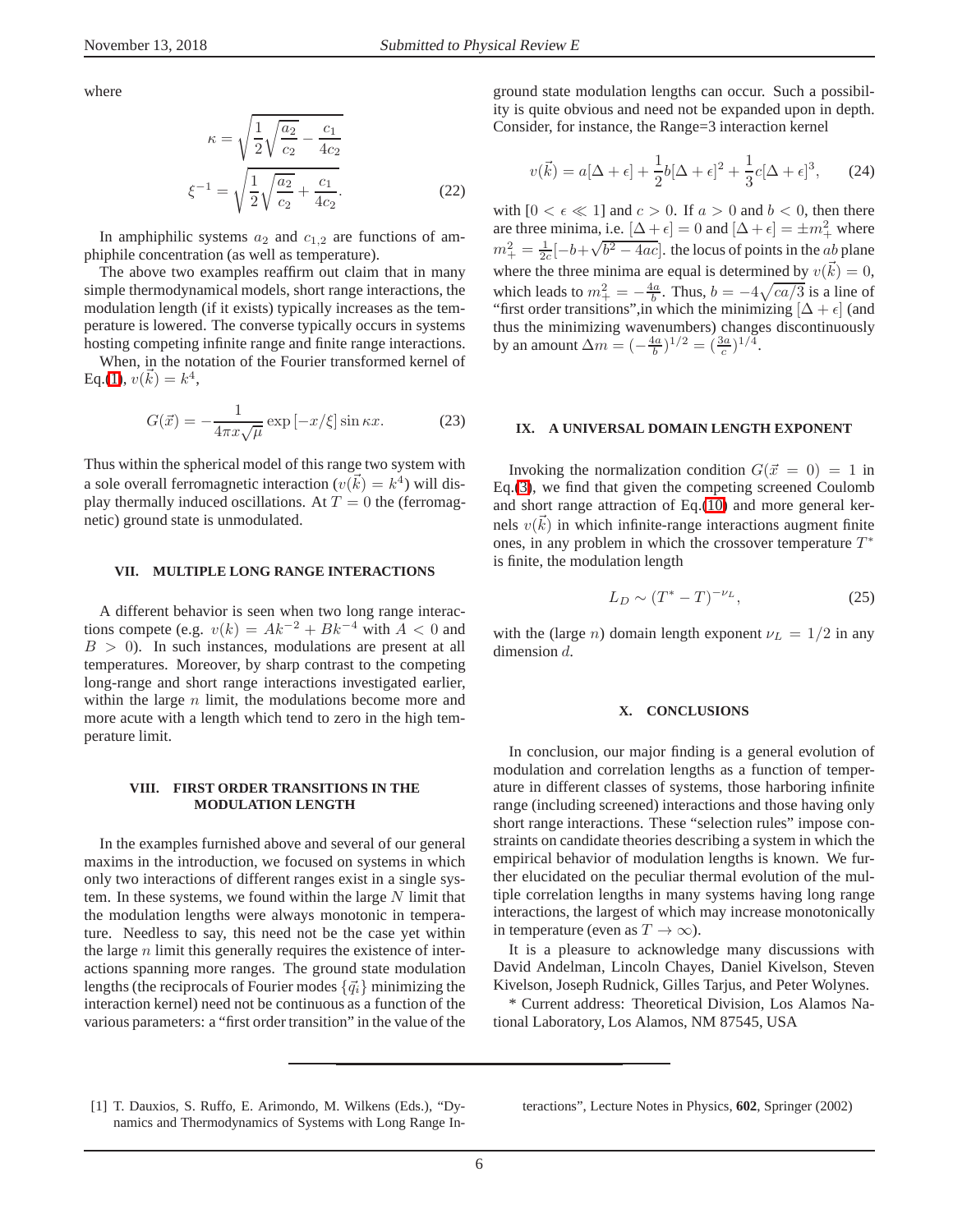where

$$
\kappa = \sqrt{\frac{1}{2}\sqrt{\frac{a_2}{c_2}} - \frac{c_1}{4c_2}}
$$
$$
\xi^{-1} = \sqrt{\frac{1}{2}\sqrt{\frac{a_2}{c_2}} + \frac{c_1}{4c_2}}. \tag{22}
$$

In amphiphilic systems $a_2$ and $c_{1,2}$ are functions of amphiphile concentration (as well as temperature).

The above two examples reaffirm out claim that in many simple thermodynamical models, short range interactions, the modulation length (if it exists) typically increases as the temperature is lowered. The converse typically occurs in systems hosting competing infinite range and finite range interactions.

When, in the notation of the Fourier transformed kernel of Eq.(1), $v(\vec{k}) = k^4$,

$$
G(\vec{x}) = -\frac{1}{4\pi x\sqrt{\mu}} \exp\left[-x/\xi\right] \sin \kappa x. \tag{23}
$$

Thus within the spherical model of this range two system with a sole overall ferromagnetic interaction ($v(\vec{k}) = k^4$) will display thermally induced oscillations. At $T = 0$ the (ferromagnetic) ground state is unmodulated.

## VII. MULTIPLE LONG RANGE INTERACTIONS

A different behavior is seen when two long range interactions compete (e.g. $v(k) = Ak^{-2} + Bk^{-4}$ with $A < 0$ and $B > 0$). In such instances, modulations are present at all temperatures. Moreover, by sharp contrast to the competing long-range and short range interactions investigated earlier, within the large $n$ limit, the modulations become more and more acute with a length which tend to zero in the high temperature limit.

## VIII. FIRST ORDER TRANSITIONS IN THE MODULATION LENGTH

In the examples furnished above and several of our general maxims in the introduction, we focused on systems in which only two interactions of different ranges exist in a single system. In these systems, we found within the large $N$ limit that the modulation lengths were always monotonic in temperature. Needless to say, this need not be the case yet within the large $n$ limit this generally requires the existence of interactions spanning more ranges. The ground state modulation lengths (the reciprocals of Fourier modes $\{\vec{q}_i\}$ minimizing the interaction kernel) need not be continuous as a function of the various parameters: a "first order transition" in the value of the ground state modulation lengths can occur. Such a possibility is quite obvious and need not be expanded upon in depth. Consider, for instance, the Range=3 interaction kernel

$$
v(\vec{k}) = a[\Delta + \epsilon] + \frac{1}{2}b[\Delta + \epsilon]^2 + \frac{1}{3}c[\Delta + \epsilon]^3, \tag{24}
$$

with $[0 < \epsilon \ll 1]$ and $c > 0$. If $a > 0$ and $b < 0$, then there are three minima, i.e. $[\Delta + \epsilon] = 0$ and $[\Delta + \epsilon] = \pm m_+^2$ where $m_+^2 = \frac{1}{2c}[-b + \sqrt{b^2 - 4ac}]$. the locus of points in the $ab$ plane where the three minima are equal is determined by $v(\vec{k}) = 0$, which leads to $m_+^2 = -\frac{4a}{b}$. Thus, $b = -4\sqrt{ca/3}$ is a line of "first order transitions",in which the minimizing $[\Delta + \epsilon]$ (and thus the minimizing wavenumbers) changes discontinuously by an amount $\Delta m = (-\frac{4a}{b})^{1/2} = (\frac{3a}{c})^{1/4}$.

## IX. A UNIVERSAL DOMAIN LENGTH EXPONENT

Invoking the normalization condition $G(\vec{x} = 0) = 1$ in Eq.(3), we find that given the competing screened Coulomb and short range attraction of Eq.(10) and more general kernels $v(\vec{k})$ in which infinite-range interactions augment finite ones, in any problem in which the crossover temperature $T^*$ is finite, the modulation length

$$
L_D \sim (T^* - T)^{-\nu_L}, \tag{25}
$$

with the (large $n$) domain length exponent $\nu_L = 1/2$ in any dimension $d$.

## X. CONCLUSIONS

In conclusion, our major finding is a general evolution of modulation and correlation lengths as a function of temperature in different classes of systems, those harboring infinite range (including screened) interactions and those having only short range interactions. These "selection rules" impose constraints on candidate theories describing a system in which the empirical behavior of modulation lengths is known. We further elucidated on the peculiar thermal evolution of the multiple correlation lengths in many systems having long range interactions, the largest of which may increase monotonically in temperature (even as $T \to \infty$).

It is a pleasure to acknowledge many discussions with David Andelman, Lincoln Chayes, Daniel Kivelson, Steven Kivelson, Joseph Rudnick, Gilles Tarjus, and Peter Wolynes.

* Current address: Theoretical Division, Los Alamos National Laboratory, Los Alamos, NM 87545, USA

---

[1] T. Dauxios, S. Ruffo, E. Arimondo, M. Wilkens (Eds.), "Dynamics and Thermodynamics of Systems with Long Range Interactions", Lecture Notes in Physics, **602**, Springer (2002)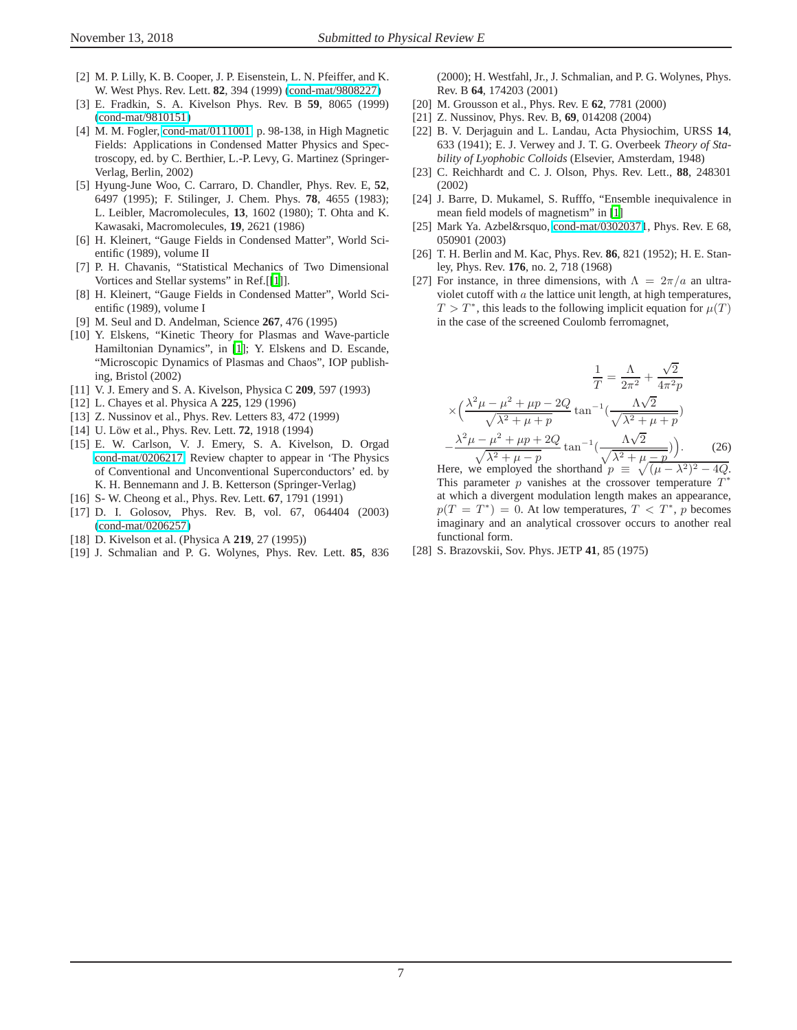[2] M. P. Lilly, K. B. Cooper, J. P. Eisenstein, L. N. Pfeiffer, and K. W. West Phys. Rev. Lett. **82**, 394 (1999) (cond-mat/9808227)

[3] E. Fradkin, S. A. Kivelson Phys. Rev. B **59**, 8065 (1999) (cond-mat/9810151)

[4] M. M. Fogler, cond-mat/0111001 p. 98-138, in High Magnetic Fields: Applications in Condensed Matter Physics and Spectroscopy, ed. by C. Berthier, L.-P. Levy, G. Martinez (Springer-Verlag, Berlin, 2002)

[5] Hyung-June Woo, C. Carraro, D. Chandler, Phys. Rev. E, **52**, 6497 (1995); F. Stilinger, J. Chem. Phys. **78**, 4655 (1983); L. Leibler, Macromolecules, **13**, 1602 (1980); T. Ohta and K. Kawasaki, Macromolecules, **19**, 2621 (1986)

[6] H. Kleinert, "Gauge Fields in Condensed Matter", World Scientific (1989), volume II

[7] P. H. Chavanis, "Statistical Mechanics of Two Dimensional Vortices and Stellar systems" in Ref.[[1]].

[8] H. Kleinert, "Gauge Fields in Condensed Matter", World Scientific (1989), volume I

[9] M. Seul and D. Andelman, Science **267**, 476 (1995)

[10] Y. Elskens, "Kinetic Theory for Plasmas and Wave-particle Hamiltonian Dynamics", in [1]; Y. Elskens and D. Escande, "Microscopic Dynamics of Plasmas and Chaos", IOP publishing, Bristol (2002)

[11] V. J. Emery and S. A. Kivelson, Physica C **209**, 597 (1993)

[12] L. Chayes et al. Physica A **225**, 129 (1996)

[13] Z. Nussinov et al., Phys. Rev. Letters 83, 472 (1999)

[14] U. Löw et al., Phys. Rev. Lett. **72**, 1918 (1994)

[15] E. W. Carlson, V. J. Emery, S. A. Kivelson, D. Orgad cond-mat/0206217 Review chapter to appear in 'The Physics of Conventional and Unconventional Superconductors' ed. by K. H. Bennemann and J. B. Ketterson (Springer-Verlag)

[16] S- W. Cheong et al., Phys. Rev. Lett. **67**, 1791 (1991)

[17] D. I. Golosov, Phys. Rev. B, vol. 67, 064404 (2003) (cond-mat/0206257)

[18] D. Kivelson et al. (Physica A **219**, 27 (1995))

[19] J. Schmalian and P. G. Wolynes, Phys. Rev. Lett. **85**, 836 (2000); H. Westfahl, Jr., J. Schmalian, and P. G. Wolynes, Phys. Rev. B **64**, 174203 (2001)

[20] M. Grousson et al., Phys. Rev. E **62**, 7781 (2000)

[21] Z. Nussinov, Phys. Rev. B, **69**, 014208 (2004)

[22] B. V. Derjaguin and L. Landau, Acta Physiochim, URSS **14**, 633 (1941); E. J. Verwey and J. T. G. Overbeek *Theory of Stability of Lyophobic Colloids* (Elsevier, Amsterdam, 1948)

[23] C. Reichhardt and C. J. Olson, Phys. Rev. Lett., **88**, 248301 (2002)

[24] J. Barre, D. Mukamel, S. Rufffo, "Ensemble inequivalence in mean field models of magnetism" in [1]

[25] Mark Ya. Azbel&rsquo, cond-mat/03020371, Phys. Rev. E 68, 050901 (2003)

[26] T. H. Berlin and M. Kac, Phys. Rev. **86**, 821 (1952); H. E. Stanley, Phys. Rev. **176**, no. 2, 718 (1968)

[27] For instance, in three dimensions, with $\Lambda = 2\pi/a$ an ultraviolet cutoff with $a$ the lattice unit length, at high temperatures, $T > T^{*}$, this leads to the following implicit equation for $\mu(T)$ in the case of the screened Coulomb ferromagnet,

$$\frac{1}{T} = \frac{\Lambda}{2\pi^2} + \frac{\sqrt{2}}{4\pi^2 p} \times \Big(\frac{\lambda^2\mu - \mu^2 + \mu p - 2Q}{\sqrt{\lambda^2 + \mu + p}} \tan^{-1}(\frac{\Lambda\sqrt{2}}{\sqrt{\lambda^2 + \mu + p}}) - \frac{\lambda^2\mu - \mu^2 + \mu p + 2Q}{\sqrt{\lambda^2 + \mu - p}} \tan^{-1}(\frac{\Lambda\sqrt{2}}{\sqrt{\lambda^2 + \mu - p}})\Big). \qquad (26)$$

Here, we employed the shorthand $p \equiv \sqrt{(\mu - \lambda^2)^2 - 4Q}$. This parameter $p$ vanishes at the crossover temperature $T^{*}$ at which a divergent modulation length makes an appearance, $p(T = T^{*}) = 0$. At low temperatures, $T < T^{*}$, $p$ becomes imaginary and an analytical crossover occurs to another real functional form.

[28] S. Brazovskii, Sov. Phys. JETP **41**, 85 (1975)